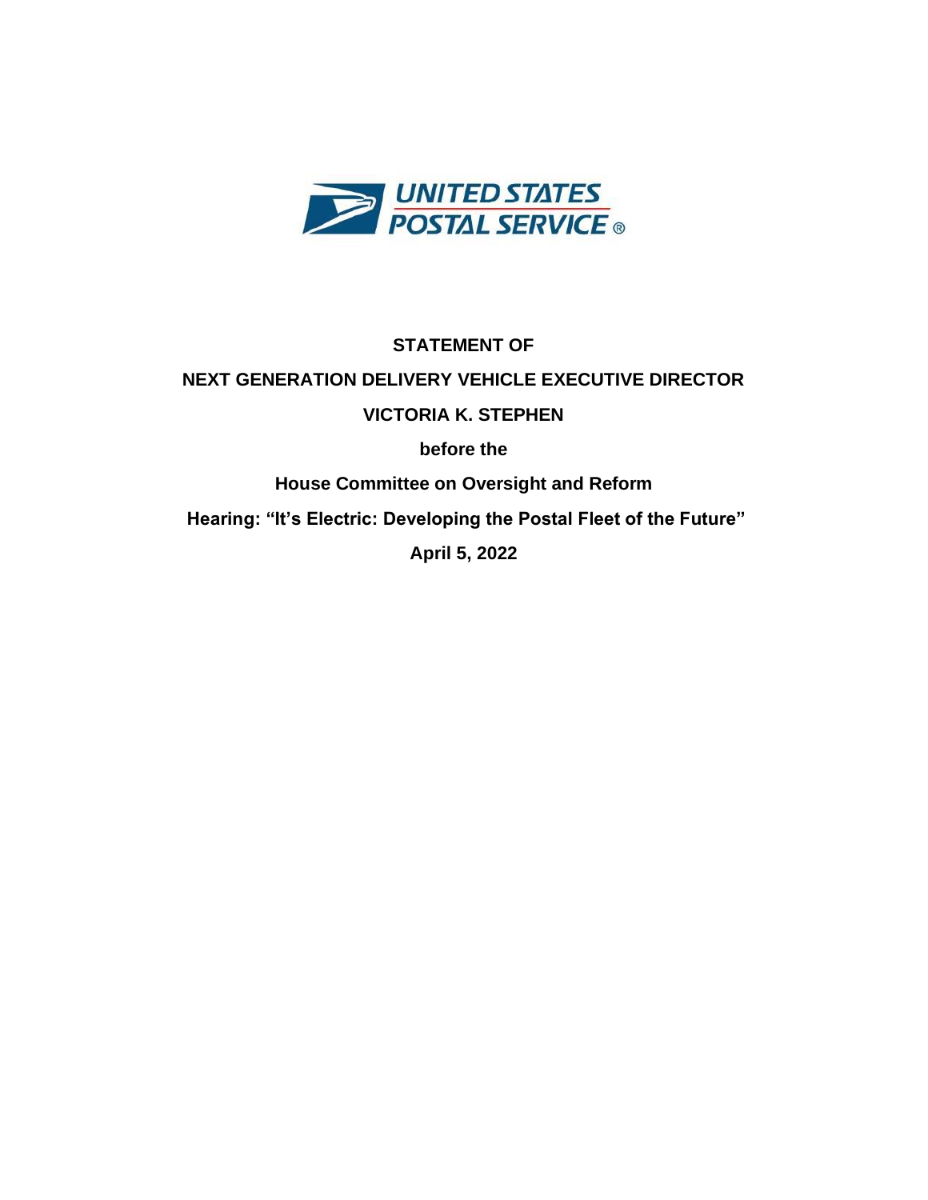UNITED STATES POSTAL SERVICE ®

**STATEMENT OF**

**NEXT GENERATION DELIVERY VEHICLE EXECUTIVE DIRECTOR**

**VICTORIA K. STEPHEN**

**before the**

**House Committee on Oversight and Reform**

**Hearing: "It's Electric: Developing the Postal Fleet of the Future"**

**April 5, 2022**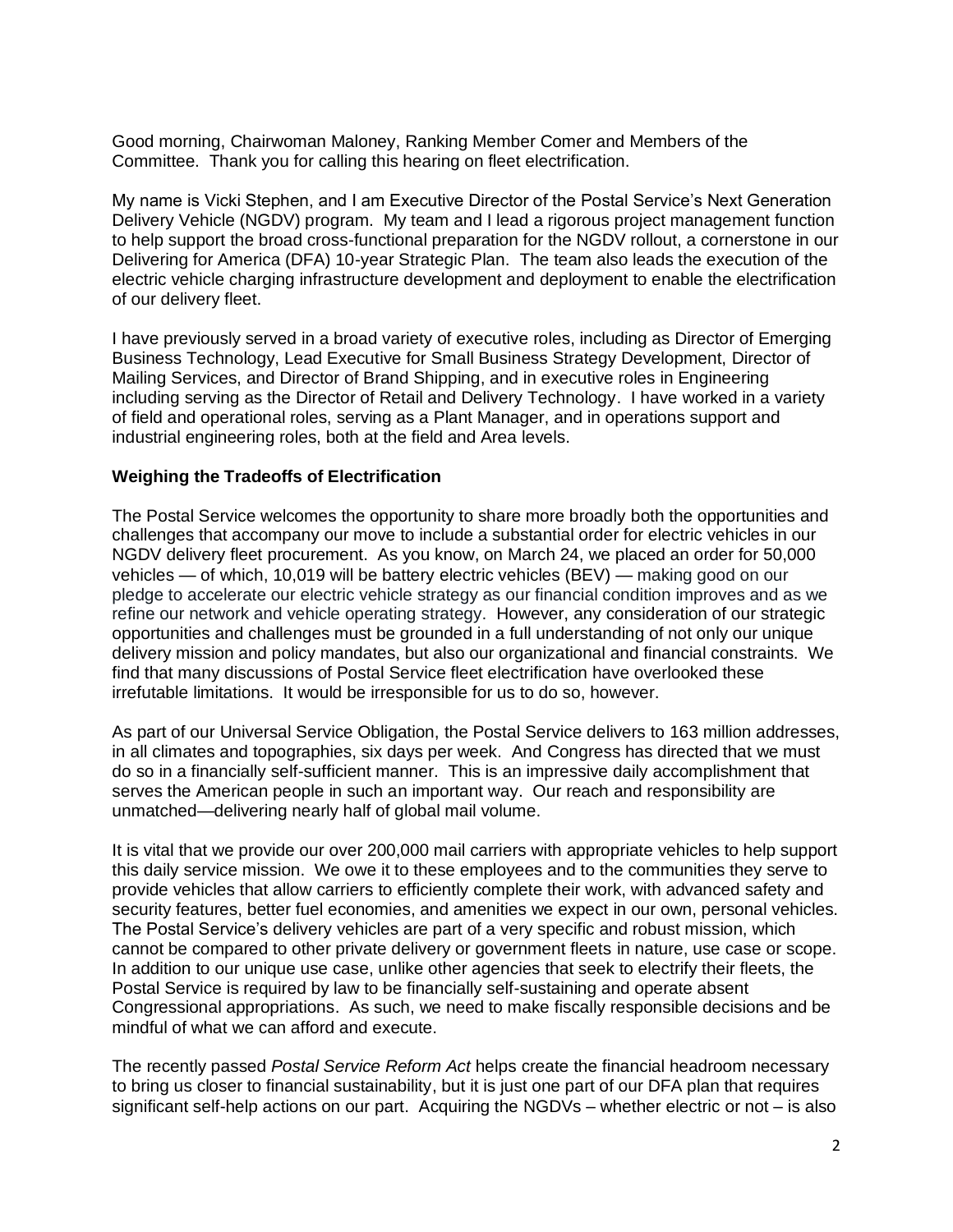Good morning, Chairwoman Maloney, Ranking Member Comer and Members of the Committee. Thank you for calling this hearing on fleet electrification.

My name is Vicki Stephen, and I am Executive Director of the Postal Service's Next Generation Delivery Vehicle (NGDV) program. My team and I lead a rigorous project management function to help support the broad cross-functional preparation for the NGDV rollout, a cornerstone in our Delivering for America (DFA) 10-year Strategic Plan. The team also leads the execution of the electric vehicle charging infrastructure development and deployment to enable the electrification of our delivery fleet.

I have previously served in a broad variety of executive roles, including as Director of Emerging Business Technology, Lead Executive for Small Business Strategy Development, Director of Mailing Services, and Director of Brand Shipping, and in executive roles in Engineering including serving as the Director of Retail and Delivery Technology. I have worked in a variety of field and operational roles, serving as a Plant Manager, and in operations support and industrial engineering roles, both at the field and Area levels.

**Weighing the Tradeoffs of Electrification**

The Postal Service welcomes the opportunity to share more broadly both the opportunities and challenges that accompany our move to include a substantial order for electric vehicles in our NGDV delivery fleet procurement. As you know, on March 24, we placed an order for 50,000 vehicles — of which, 10,019 will be battery electric vehicles (BEV) — making good on our pledge to accelerate our electric vehicle strategy as our financial condition improves and as we refine our network and vehicle operating strategy. However, any consideration of our strategic opportunities and challenges must be grounded in a full understanding of not only our unique delivery mission and policy mandates, but also our organizational and financial constraints. We find that many discussions of Postal Service fleet electrification have overlooked these irrefutable limitations. It would be irresponsible for us to do so, however.

As part of our Universal Service Obligation, the Postal Service delivers to 163 million addresses, in all climates and topographies, six days per week. And Congress has directed that we must do so in a financially self-sufficient manner. This is an impressive daily accomplishment that serves the American people in such an important way. Our reach and responsibility are unmatched—delivering nearly half of global mail volume.

It is vital that we provide our over 200,000 mail carriers with appropriate vehicles to help support this daily service mission. We owe it to these employees and to the communities they serve to provide vehicles that allow carriers to efficiently complete their work, with advanced safety and security features, better fuel economies, and amenities we expect in our own, personal vehicles. The Postal Service's delivery vehicles are part of a very specific and robust mission, which cannot be compared to other private delivery or government fleets in nature, use case or scope. In addition to our unique use case, unlike other agencies that seek to electrify their fleets, the Postal Service is required by law to be financially self-sustaining and operate absent Congressional appropriations. As such, we need to make fiscally responsible decisions and be mindful of what we can afford and execute.

The recently passed *Postal Service Reform Act* helps create the financial headroom necessary to bring us closer to financial sustainability, but it is just one part of our DFA plan that requires significant self-help actions on our part. Acquiring the NGDVs – whether electric or not – is also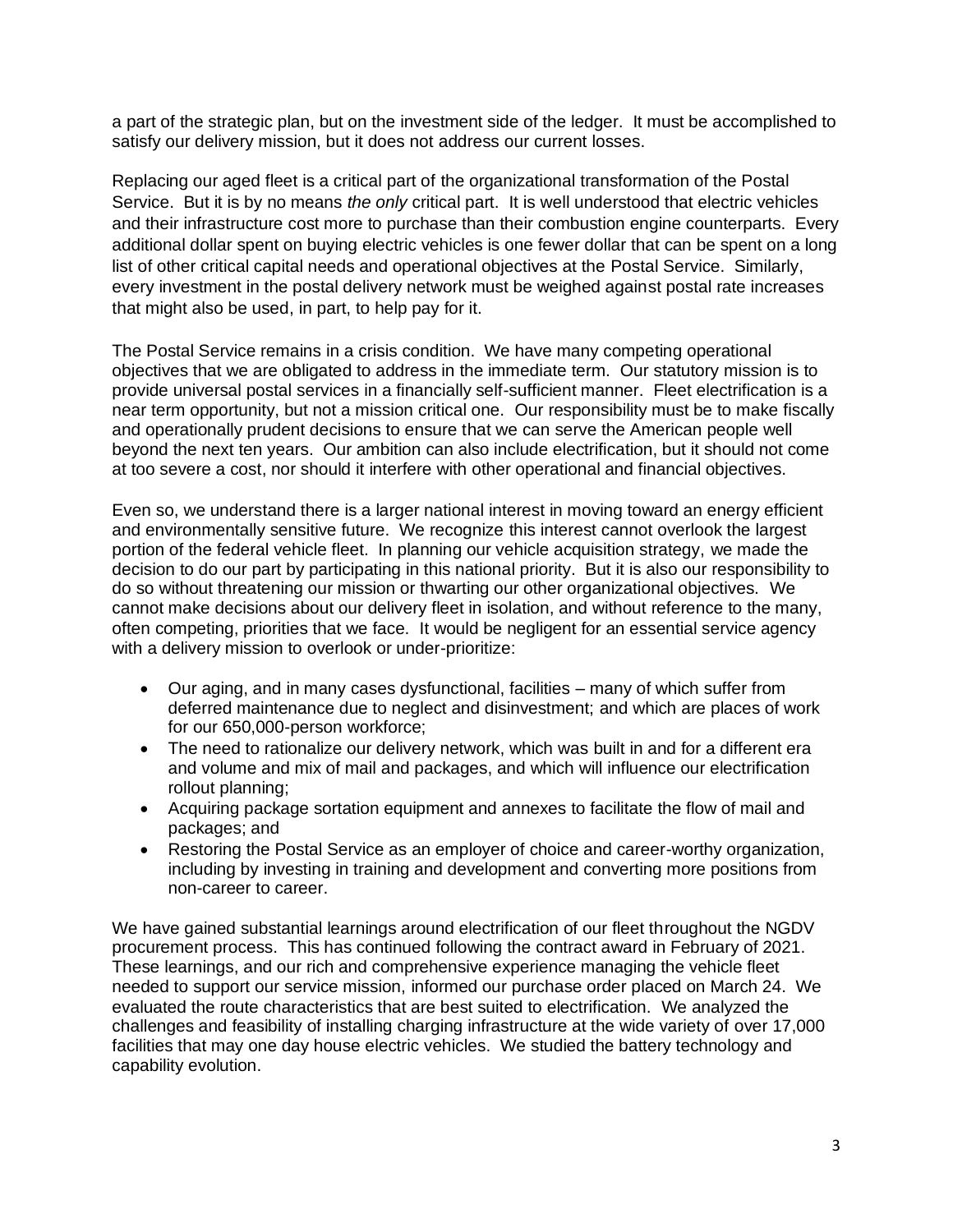a part of the strategic plan, but on the investment side of the ledger. It must be accomplished to satisfy our delivery mission, but it does not address our current losses.

Replacing our aged fleet is a critical part of the organizational transformation of the Postal Service. But it is by no means *the only* critical part. It is well understood that electric vehicles and their infrastructure cost more to purchase than their combustion engine counterparts. Every additional dollar spent on buying electric vehicles is one fewer dollar that can be spent on a long list of other critical capital needs and operational objectives at the Postal Service. Similarly, every investment in the postal delivery network must be weighed against postal rate increases that might also be used, in part, to help pay for it.

The Postal Service remains in a crisis condition. We have many competing operational objectives that we are obligated to address in the immediate term. Our statutory mission is to provide universal postal services in a financially self-sufficient manner. Fleet electrification is a near term opportunity, but not a mission critical one. Our responsibility must be to make fiscally and operationally prudent decisions to ensure that we can serve the American people well beyond the next ten years. Our ambition can also include electrification, but it should not come at too severe a cost, nor should it interfere with other operational and financial objectives.

Even so, we understand there is a larger national interest in moving toward an energy efficient and environmentally sensitive future. We recognize this interest cannot overlook the largest portion of the federal vehicle fleet. In planning our vehicle acquisition strategy, we made the decision to do our part by participating in this national priority. But it is also our responsibility to do so without threatening our mission or thwarting our other organizational objectives. We cannot make decisions about our delivery fleet in isolation, and without reference to the many, often competing, priorities that we face. It would be negligent for an essential service agency with a delivery mission to overlook or under-prioritize:

- Our aging, and in many cases dysfunctional, facilities – many of which suffer from deferred maintenance due to neglect and disinvestment; and which are places of work for our 650,000-person workforce;
- The need to rationalize our delivery network, which was built in and for a different era and volume and mix of mail and packages, and which will influence our electrification rollout planning;
- Acquiring package sortation equipment and annexes to facilitate the flow of mail and packages; and
- Restoring the Postal Service as an employer of choice and career-worthy organization, including by investing in training and development and converting more positions from non-career to career.

We have gained substantial learnings around electrification of our fleet throughout the NGDV procurement process. This has continued following the contract award in February of 2021. These learnings, and our rich and comprehensive experience managing the vehicle fleet needed to support our service mission, informed our purchase order placed on March 24. We evaluated the route characteristics that are best suited to electrification. We analyzed the challenges and feasibility of installing charging infrastructure at the wide variety of over 17,000 facilities that may one day house electric vehicles. We studied the battery technology and capability evolution.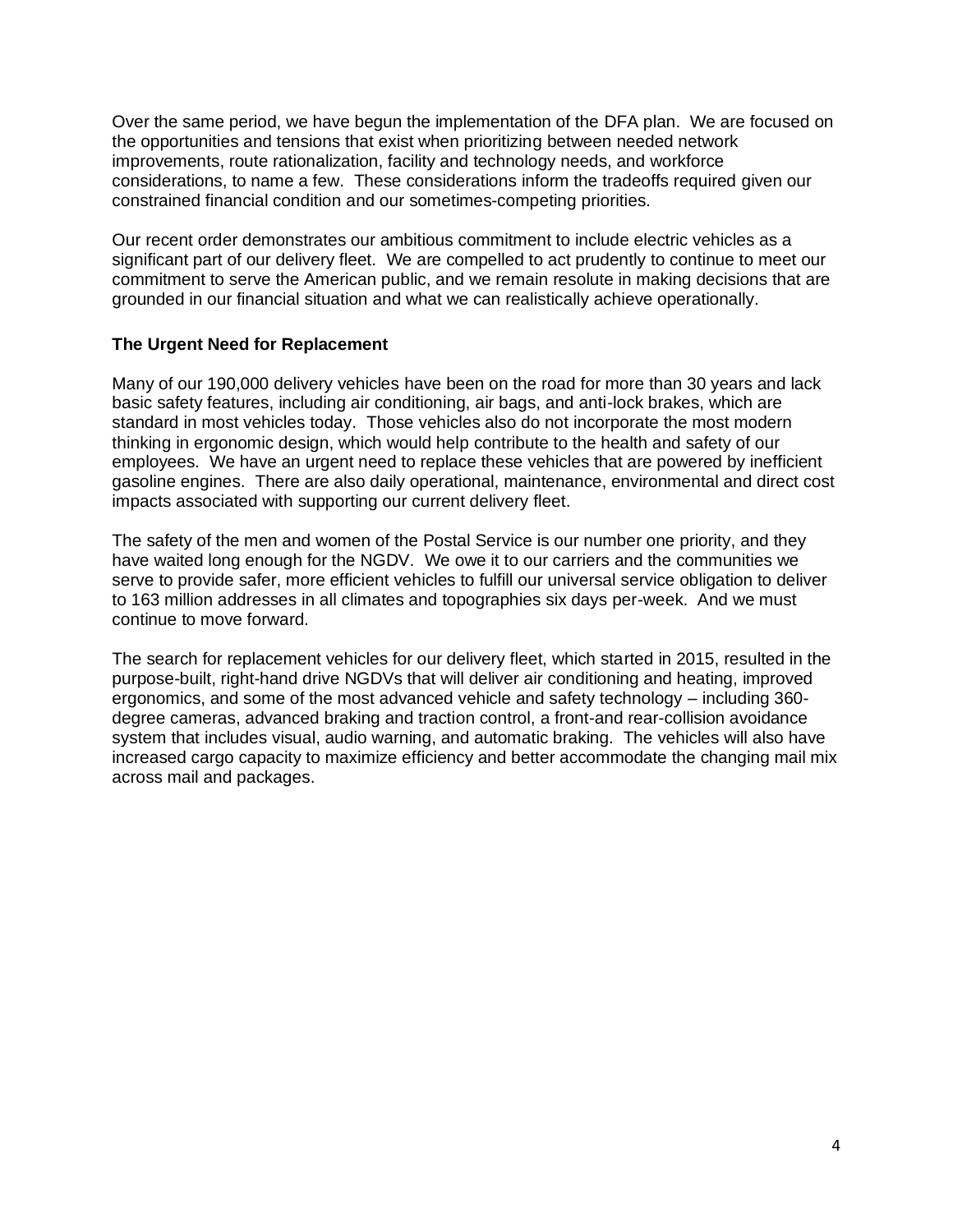Over the same period, we have begun the implementation of the DFA plan. We are focused on the opportunities and tensions that exist when prioritizing between needed network improvements, route rationalization, facility and technology needs, and workforce considerations, to name a few. These considerations inform the tradeoffs required given our constrained financial condition and our sometimes-competing priorities.

Our recent order demonstrates our ambitious commitment to include electric vehicles as a significant part of our delivery fleet. We are compelled to act prudently to continue to meet our commitment to serve the American public, and we remain resolute in making decisions that are grounded in our financial situation and what we can realistically achieve operationally.

**The Urgent Need for Replacement**

Many of our 190,000 delivery vehicles have been on the road for more than 30 years and lack basic safety features, including air conditioning, air bags, and anti-lock brakes, which are standard in most vehicles today. Those vehicles also do not incorporate the most modern thinking in ergonomic design, which would help contribute to the health and safety of our employees. We have an urgent need to replace these vehicles that are powered by inefficient gasoline engines. There are also daily operational, maintenance, environmental and direct cost impacts associated with supporting our current delivery fleet.

The safety of the men and women of the Postal Service is our number one priority, and they have waited long enough for the NGDV. We owe it to our carriers and the communities we serve to provide safer, more efficient vehicles to fulfill our universal service obligation to deliver to 163 million addresses in all climates and topographies six days per-week. And we must continue to move forward.

The search for replacement vehicles for our delivery fleet, which started in 2015, resulted in the purpose-built, right-hand drive NGDVs that will deliver air conditioning and heating, improved ergonomics, and some of the most advanced vehicle and safety technology – including 360-degree cameras, advanced braking and traction control, a front-and rear-collision avoidance system that includes visual, audio warning, and automatic braking. The vehicles will also have increased cargo capacity to maximize efficiency and better accommodate the changing mail mix across mail and packages.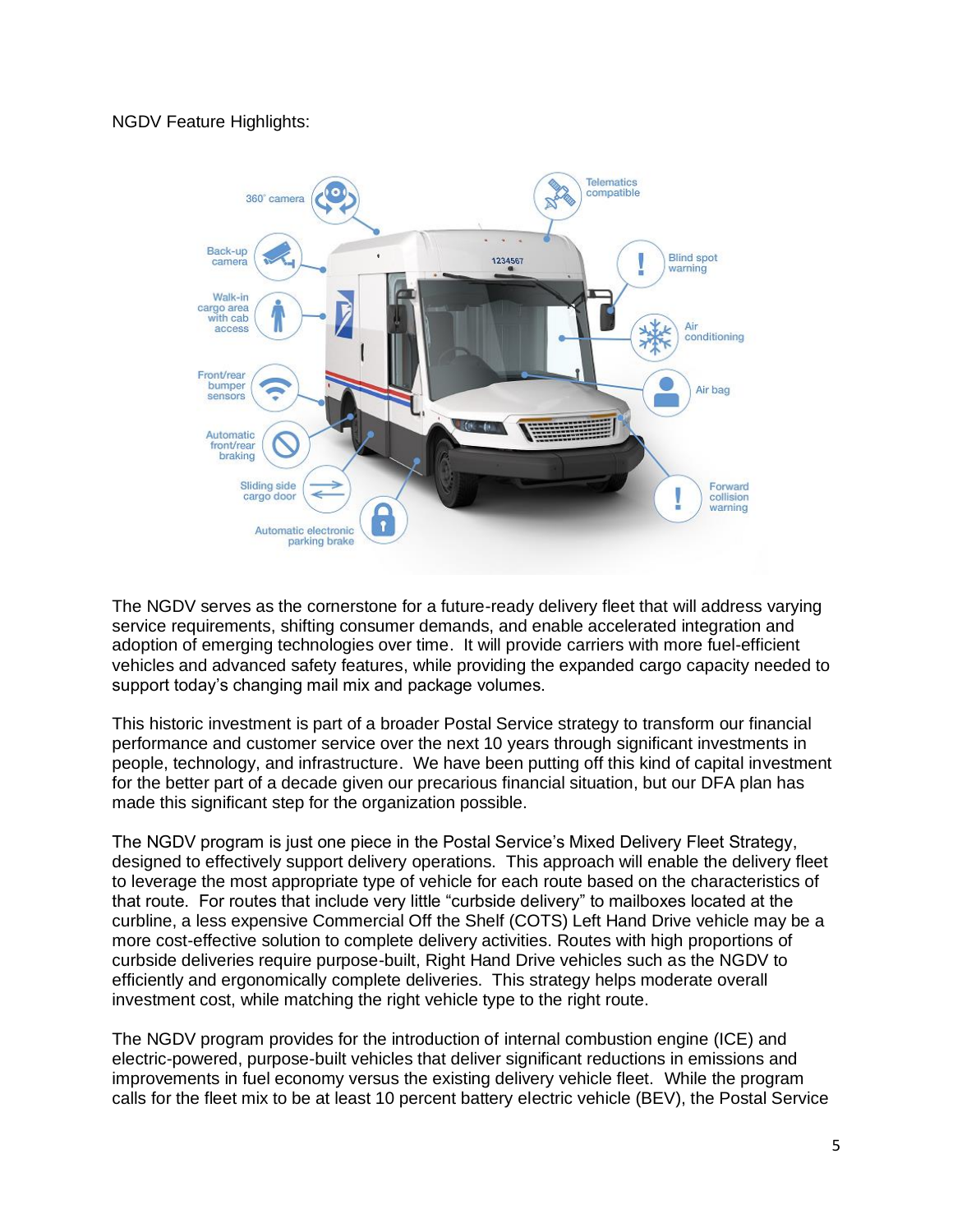NGDV Feature Highlights:

The NGDV serves as the cornerstone for a future-ready delivery fleet that will address varying service requirements, shifting consumer demands, and enable accelerated integration and adoption of emerging technologies over time. It will provide carriers with more fuel-efficient vehicles and advanced safety features, while providing the expanded cargo capacity needed to support today's changing mail mix and package volumes.

This historic investment is part of a broader Postal Service strategy to transform our financial performance and customer service over the next 10 years through significant investments in people, technology, and infrastructure. We have been putting off this kind of capital investment for the better part of a decade given our precarious financial situation, but our DFA plan has made this significant step for the organization possible.

The NGDV program is just one piece in the Postal Service's Mixed Delivery Fleet Strategy, designed to effectively support delivery operations. This approach will enable the delivery fleet to leverage the most appropriate type of vehicle for each route based on the characteristics of that route. For routes that include very little "curbside delivery" to mailboxes located at the curbline, a less expensive Commercial Off the Shelf (COTS) Left Hand Drive vehicle may be a more cost-effective solution to complete delivery activities. Routes with high proportions of curbside deliveries require purpose-built, Right Hand Drive vehicles such as the NGDV to efficiently and ergonomically complete deliveries. This strategy helps moderate overall investment cost, while matching the right vehicle type to the right route.

The NGDV program provides for the introduction of internal combustion engine (ICE) and electric-powered, purpose-built vehicles that deliver significant reductions in emissions and improvements in fuel economy versus the existing delivery vehicle fleet. While the program calls for the fleet mix to be at least 10 percent battery electric vehicle (BEV), the Postal Service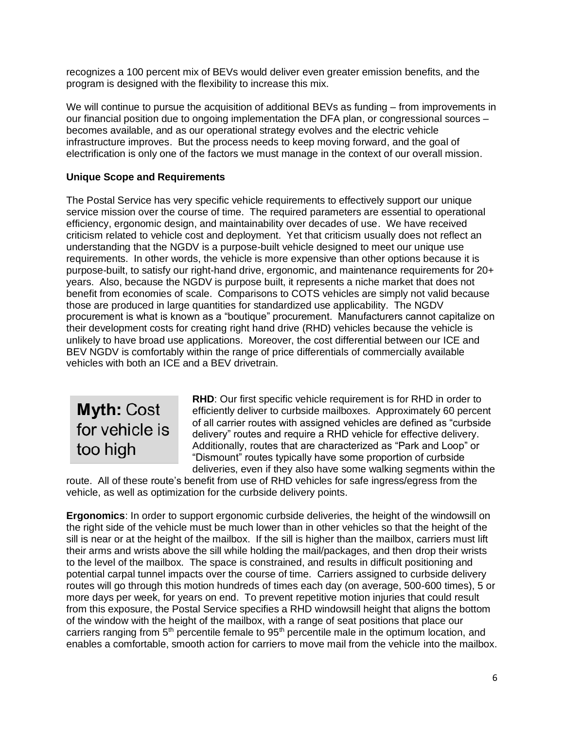recognizes a 100 percent mix of BEVs would deliver even greater emission benefits, and the program is designed with the flexibility to increase this mix.

We will continue to pursue the acquisition of additional BEVs as funding – from improvements in our financial position due to ongoing implementation the DFA plan, or congressional sources – becomes available, and as our operational strategy evolves and the electric vehicle infrastructure improves. But the process needs to keep moving forward, and the goal of electrification is only one of the factors we must manage in the context of our overall mission.

**Unique Scope and Requirements**

The Postal Service has very specific vehicle requirements to effectively support our unique service mission over the course of time. The required parameters are essential to operational efficiency, ergonomic design, and maintainability over decades of use. We have received criticism related to vehicle cost and deployment. Yet that criticism usually does not reflect an understanding that the NGDV is a purpose-built vehicle designed to meet our unique use requirements. In other words, the vehicle is more expensive than other options because it is purpose-built, to satisfy our right-hand drive, ergonomic, and maintenance requirements for 20+ years. Also, because the NGDV is purpose built, it represents a niche market that does not benefit from economies of scale. Comparisons to COTS vehicles are simply not valid because those are produced in large quantities for standardized use applicability. The NGDV procurement is what is known as a "boutique" procurement. Manufacturers cannot capitalize on their development costs for creating right hand drive (RHD) vehicles because the vehicle is unlikely to have broad use applications. Moreover, the cost differential between our ICE and BEV NGDV is comfortably within the range of price differentials of commercially available vehicles with both an ICE and a BEV drivetrain.

**Myth:** Cost for vehicle is too high

**RHD**: Our first specific vehicle requirement is for RHD in order to efficiently deliver to curbside mailboxes. Approximately 60 percent of all carrier routes with assigned vehicles are defined as "curbside delivery" routes and require a RHD vehicle for effective delivery. Additionally, routes that are characterized as "Park and Loop" or "Dismount" routes typically have some proportion of curbside deliveries, even if they also have some walking segments within the route. All of these route's benefit from use of RHD vehicles for safe ingress/egress from the vehicle, as well as optimization for the curbside delivery points.

**Ergonomics**: In order to support ergonomic curbside deliveries, the height of the windowsill on the right side of the vehicle must be much lower than in other vehicles so that the height of the sill is near or at the height of the mailbox. If the sill is higher than the mailbox, carriers must lift their arms and wrists above the sill while holding the mail/packages, and then drop their wrists to the level of the mailbox. The space is constrained, and results in difficult positioning and potential carpal tunnel impacts over the course of time. Carriers assigned to curbside delivery routes will go through this motion hundreds of times each day (on average, 500-600 times), 5 or more days per week, for years on end. To prevent repetitive motion injuries that could result from this exposure, the Postal Service specifies a RHD windowsill height that aligns the bottom of the window with the height of the mailbox, with a range of seat positions that place our carriers ranging from 5th percentile female to 95th percentile male in the optimum location, and enables a comfortable, smooth action for carriers to move mail from the vehicle into the mailbox.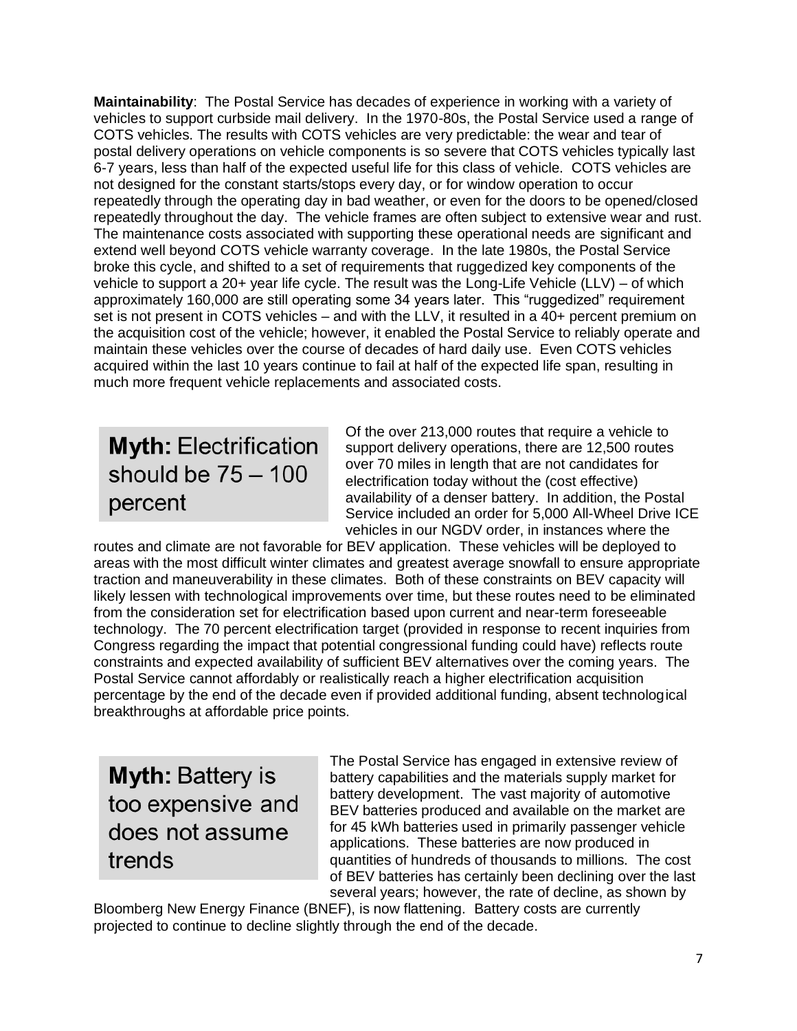**Maintainability**: The Postal Service has decades of experience in working with a variety of vehicles to support curbside mail delivery. In the 1970-80s, the Postal Service used a range of COTS vehicles. The results with COTS vehicles are very predictable: the wear and tear of postal delivery operations on vehicle components is so severe that COTS vehicles typically last 6-7 years, less than half of the expected useful life for this class of vehicle. COTS vehicles are not designed for the constant starts/stops every day, or for window operation to occur repeatedly through the operating day in bad weather, or even for the doors to be opened/closed repeatedly throughout the day. The vehicle frames are often subject to extensive wear and rust. The maintenance costs associated with supporting these operational needs are significant and extend well beyond COTS vehicle warranty coverage. In the late 1980s, the Postal Service broke this cycle, and shifted to a set of requirements that ruggedized key components of the vehicle to support a 20+ year life cycle. The result was the Long-Life Vehicle (LLV) – of which approximately 160,000 are still operating some 34 years later. This "ruggedized" requirement set is not present in COTS vehicles – and with the LLV, it resulted in a 40+ percent premium on the acquisition cost of the vehicle; however, it enabled the Postal Service to reliably operate and maintain these vehicles over the course of decades of hard daily use. Even COTS vehicles acquired within the last 10 years continue to fail at half of the expected life span, resulting in much more frequent vehicle replacements and associated costs.

## **Myth:** Electrification should be 75 – 100 percent

Of the over 213,000 routes that require a vehicle to support delivery operations, there are 12,500 routes over 70 miles in length that are not candidates for electrification today without the (cost effective) availability of a denser battery. In addition, the Postal Service included an order for 5,000 All-Wheel Drive ICE vehicles in our NGDV order, in instances where the routes and climate are not favorable for BEV application. These vehicles will be deployed to areas with the most difficult winter climates and greatest average snowfall to ensure appropriate traction and maneuverability in these climates. Both of these constraints on BEV capacity will likely lessen with technological improvements over time, but these routes need to be eliminated from the consideration set for electrification based upon current and near-term foreseeable technology. The 70 percent electrification target (provided in response to recent inquiries from Congress regarding the impact that potential congressional funding could have) reflects route constraints and expected availability of sufficient BEV alternatives over the coming years. The Postal Service cannot affordably or realistically reach a higher electrification acquisition percentage by the end of the decade even if provided additional funding, absent technological breakthroughs at affordable price points.

## **Myth:** Battery is too expensive and does not assume trends

The Postal Service has engaged in extensive review of battery capabilities and the materials supply market for battery development. The vast majority of automotive BEV batteries produced and available on the market are for 45 kWh batteries used in primarily passenger vehicle applications. These batteries are now produced in quantities of hundreds of thousands to millions. The cost of BEV batteries has certainly been declining over the last several years; however, the rate of decline, as shown by Bloomberg New Energy Finance (BNEF), is now flattening. Battery costs are currently projected to continue to decline slightly through the end of the decade.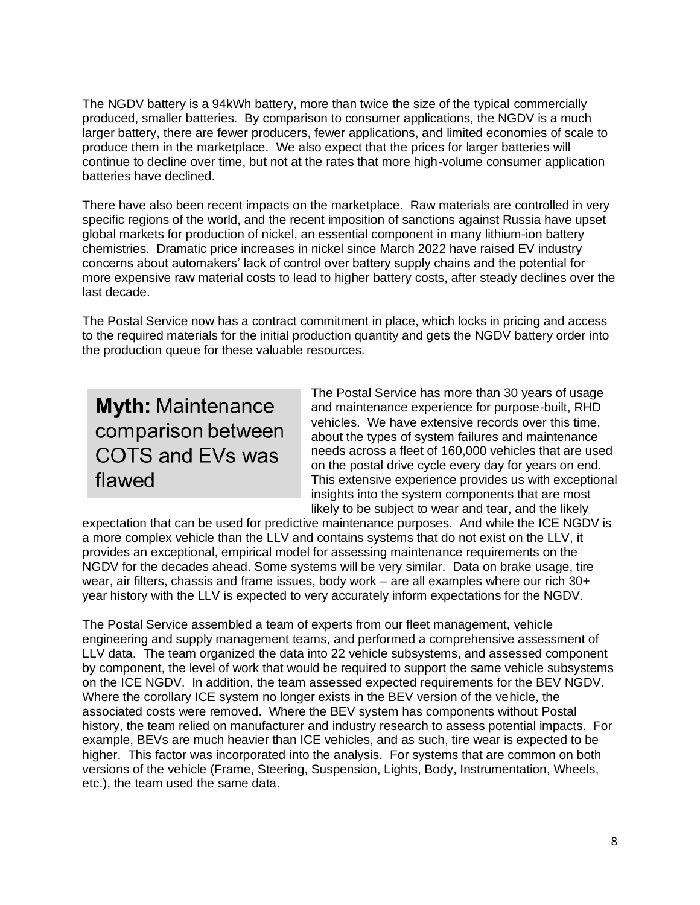The NGDV battery is a 94kWh battery, more than twice the size of the typical commercially produced, smaller batteries. By comparison to consumer applications, the NGDV is a much larger battery, there are fewer producers, fewer applications, and limited economies of scale to produce them in the marketplace. We also expect that the prices for larger batteries will continue to decline over time, but not at the rates that more high-volume consumer application batteries have declined.

There have also been recent impacts on the marketplace. Raw materials are controlled in very specific regions of the world, and the recent imposition of sanctions against Russia have upset global markets for production of nickel, an essential component in many lithium-ion battery chemistries. Dramatic price increases in nickel since March 2022 have raised EV industry concerns about automakers' lack of control over battery supply chains and the potential for more expensive raw material costs to lead to higher battery costs, after steady declines over the last decade.

The Postal Service now has a contract commitment in place, which locks in pricing and access to the required materials for the initial production quantity and gets the NGDV battery order into the production queue for these valuable resources.

## **Myth:** Maintenance comparison between COTS and EVs was flawed

The Postal Service has more than 30 years of usage and maintenance experience for purpose-built, RHD vehicles. We have extensive records over this time, about the types of system failures and maintenance needs across a fleet of 160,000 vehicles that are used on the postal drive cycle every day for years on end. This extensive experience provides us with exceptional insights into the system components that are most likely to be subject to wear and tear, and the likely expectation that can be used for predictive maintenance purposes. And while the ICE NGDV is a more complex vehicle than the LLV and contains systems that do not exist on the LLV, it provides an exceptional, empirical model for assessing maintenance requirements on the NGDV for the decades ahead. Some systems will be very similar. Data on brake usage, tire wear, air filters, chassis and frame issues, body work – are all examples where our rich 30+ year history with the LLV is expected to very accurately inform expectations for the NGDV.

The Postal Service assembled a team of experts from our fleet management, vehicle engineering and supply management teams, and performed a comprehensive assessment of LLV data. The team organized the data into 22 vehicle subsystems, and assessed component by component, the level of work that would be required to support the same vehicle subsystems on the ICE NGDV. In addition, the team assessed expected requirements for the BEV NGDV. Where the corollary ICE system no longer exists in the BEV version of the vehicle, the associated costs were removed. Where the BEV system has components without Postal history, the team relied on manufacturer and industry research to assess potential impacts. For example, BEVs are much heavier than ICE vehicles, and as such, tire wear is expected to be higher. This factor was incorporated into the analysis. For systems that are common on both versions of the vehicle (Frame, Steering, Suspension, Lights, Body, Instrumentation, Wheels, etc.), the team used the same data.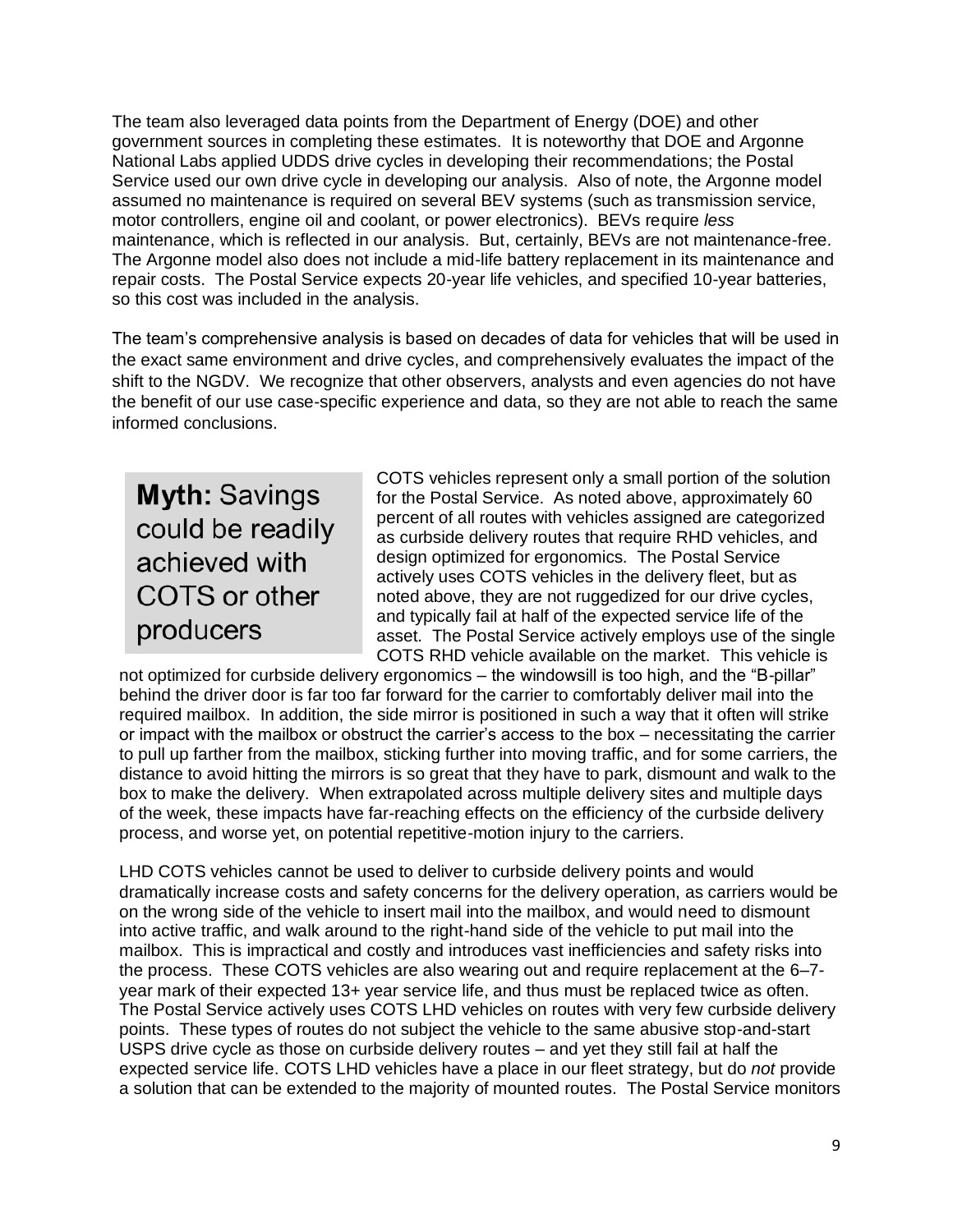The team also leveraged data points from the Department of Energy (DOE) and other government sources in completing these estimates. It is noteworthy that DOE and Argonne National Labs applied UDDS drive cycles in developing their recommendations; the Postal Service used our own drive cycle in developing our analysis. Also of note, the Argonne model assumed no maintenance is required on several BEV systems (such as transmission service, motor controllers, engine oil and coolant, or power electronics). BEVs require *less* maintenance, which is reflected in our analysis. But, certainly, BEVs are not maintenance-free. The Argonne model also does not include a mid-life battery replacement in its maintenance and repair costs. The Postal Service expects 20-year life vehicles, and specified 10-year batteries, so this cost was included in the analysis.

The team's comprehensive analysis is based on decades of data for vehicles that will be used in the exact same environment and drive cycles, and comprehensively evaluates the impact of the shift to the NGDV. We recognize that other observers, analysts and even agencies do not have the benefit of our use case-specific experience and data, so they are not able to reach the same informed conclusions.

## **Myth:** Savings could be readily achieved with COTS or other producers

COTS vehicles represent only a small portion of the solution for the Postal Service. As noted above, approximately 60 percent of all routes with vehicles assigned are categorized as curbside delivery routes that require RHD vehicles, and design optimized for ergonomics. The Postal Service actively uses COTS vehicles in the delivery fleet, but as noted above, they are not ruggedized for our drive cycles, and typically fail at half of the expected service life of the asset. The Postal Service actively employs use of the single COTS RHD vehicle available on the market. This vehicle is not optimized for curbside delivery ergonomics – the windowsill is too high, and the "B-pillar" behind the driver door is far too far forward for the carrier to comfortably deliver mail into the required mailbox. In addition, the side mirror is positioned in such a way that it often will strike or impact with the mailbox or obstruct the carrier's access to the box – necessitating the carrier to pull up farther from the mailbox, sticking further into moving traffic, and for some carriers, the distance to avoid hitting the mirrors is so great that they have to park, dismount and walk to the box to make the delivery. When extrapolated across multiple delivery sites and multiple days of the week, these impacts have far-reaching effects on the efficiency of the curbside delivery process, and worse yet, on potential repetitive-motion injury to the carriers.

LHD COTS vehicles cannot be used to deliver to curbside delivery points and would dramatically increase costs and safety concerns for the delivery operation, as carriers would be on the wrong side of the vehicle to insert mail into the mailbox, and would need to dismount into active traffic, and walk around to the right-hand side of the vehicle to put mail into the mailbox. This is impractical and costly and introduces vast inefficiencies and safety risks into the process. These COTS vehicles are also wearing out and require replacement at the 6–7-year mark of their expected 13+ year service life, and thus must be replaced twice as often. The Postal Service actively uses COTS LHD vehicles on routes with very few curbside delivery points. These types of routes do not subject the vehicle to the same abusive stop-and-start USPS drive cycle as those on curbside delivery routes – and yet they still fail at half the expected service life. COTS LHD vehicles have a place in our fleet strategy, but do *not* provide a solution that can be extended to the majority of mounted routes. The Postal Service monitors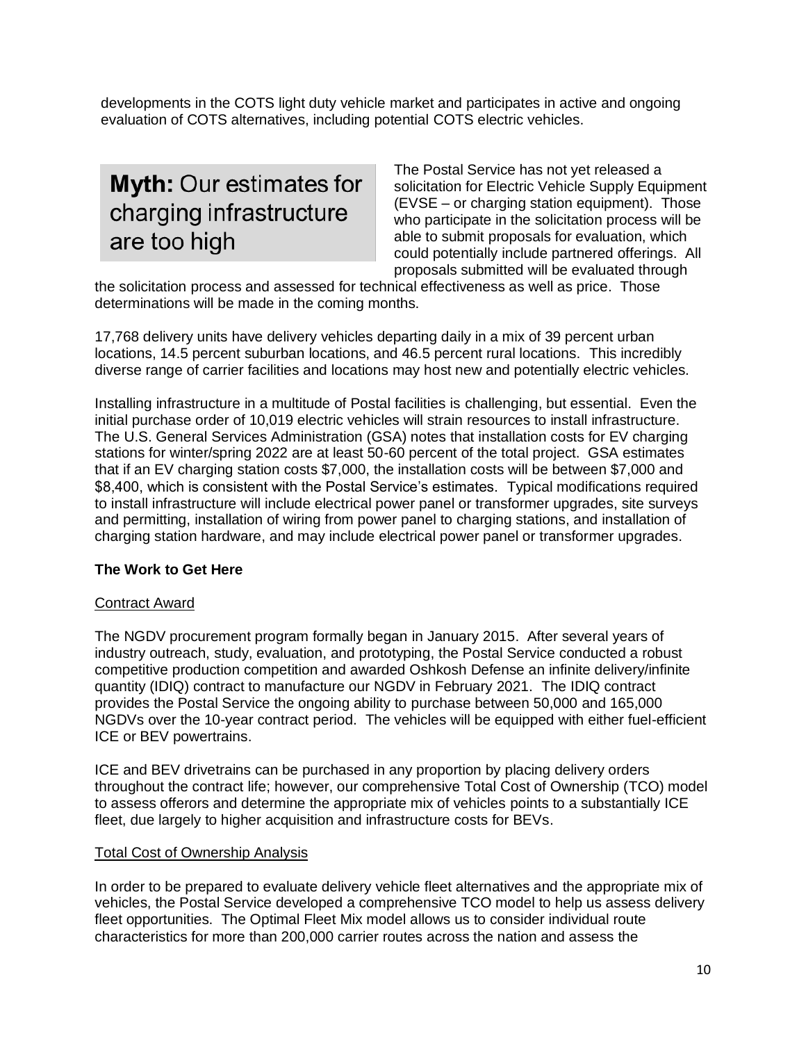developments in the COTS light duty vehicle market and participates in active and ongoing evaluation of COTS alternatives, including potential COTS electric vehicles.

**Myth:** Our estimates for charging infrastructure are too high

The Postal Service has not yet released a solicitation for Electric Vehicle Supply Equipment (EVSE – or charging station equipment). Those who participate in the solicitation process will be able to submit proposals for evaluation, which could potentially include partnered offerings. All proposals submitted will be evaluated through the solicitation process and assessed for technical effectiveness as well as price. Those determinations will be made in the coming months.

17,768 delivery units have delivery vehicles departing daily in a mix of 39 percent urban locations, 14.5 percent suburban locations, and 46.5 percent rural locations. This incredibly diverse range of carrier facilities and locations may host new and potentially electric vehicles.

Installing infrastructure in a multitude of Postal facilities is challenging, but essential. Even the initial purchase order of 10,019 electric vehicles will strain resources to install infrastructure. The U.S. General Services Administration (GSA) notes that installation costs for EV charging stations for winter/spring 2022 are at least 50-60 percent of the total project. GSA estimates that if an EV charging station costs $7,000, the installation costs will be between $7,000 and $8,400, which is consistent with the Postal Service's estimates. Typical modifications required to install infrastructure will include electrical power panel or transformer upgrades, site surveys and permitting, installation of wiring from power panel to charging stations, and installation of charging station hardware, and may include electrical power panel or transformer upgrades.

**The Work to Get Here**

Contract Award

The NGDV procurement program formally began in January 2015. After several years of industry outreach, study, evaluation, and prototyping, the Postal Service conducted a robust competitive production competition and awarded Oshkosh Defense an infinite delivery/infinite quantity (IDIQ) contract to manufacture our NGDV in February 2021. The IDIQ contract provides the Postal Service the ongoing ability to purchase between 50,000 and 165,000 NGDVs over the 10-year contract period. The vehicles will be equipped with either fuel-efficient ICE or BEV powertrains.

ICE and BEV drivetrains can be purchased in any proportion by placing delivery orders throughout the contract life; however, our comprehensive Total Cost of Ownership (TCO) model to assess offerors and determine the appropriate mix of vehicles points to a substantially ICE fleet, due largely to higher acquisition and infrastructure costs for BEVs.

Total Cost of Ownership Analysis

In order to be prepared to evaluate delivery vehicle fleet alternatives and the appropriate mix of vehicles, the Postal Service developed a comprehensive TCO model to help us assess delivery fleet opportunities. The Optimal Fleet Mix model allows us to consider individual route characteristics for more than 200,000 carrier routes across the nation and assess the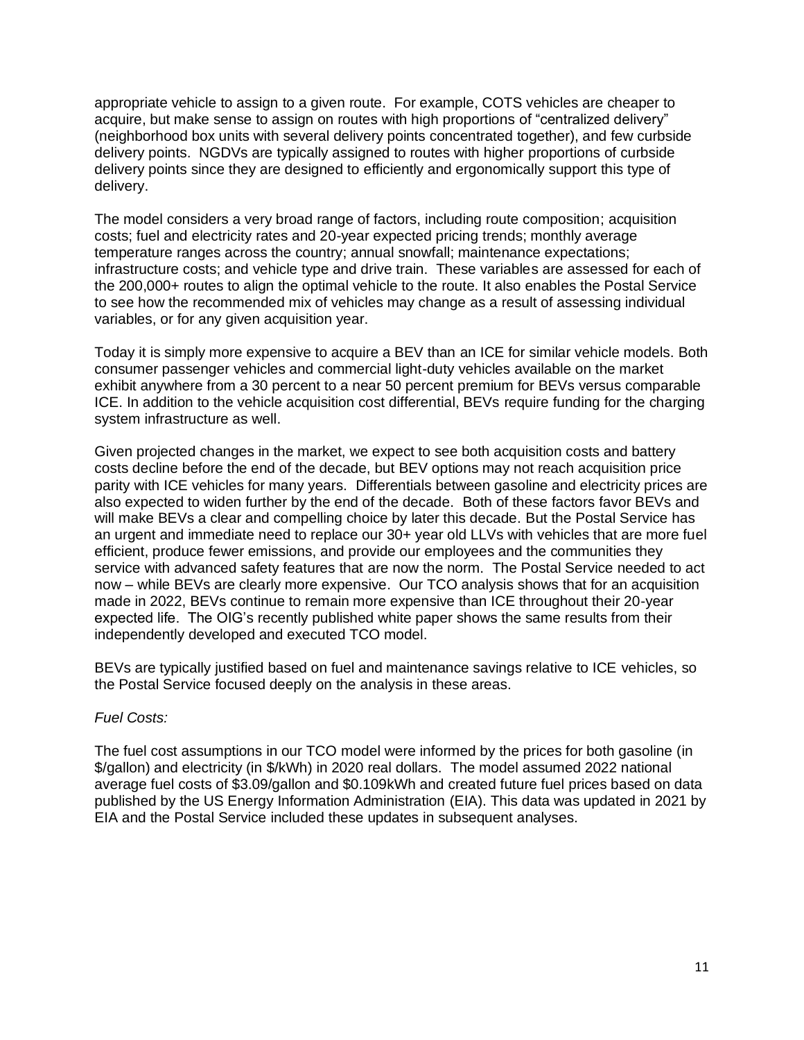appropriate vehicle to assign to a given route. For example, COTS vehicles are cheaper to acquire, but make sense to assign on routes with high proportions of "centralized delivery" (neighborhood box units with several delivery points concentrated together), and few curbside delivery points. NGDVs are typically assigned to routes with higher proportions of curbside delivery points since they are designed to efficiently and ergonomically support this type of delivery.

The model considers a very broad range of factors, including route composition; acquisition costs; fuel and electricity rates and 20-year expected pricing trends; monthly average temperature ranges across the country; annual snowfall; maintenance expectations; infrastructure costs; and vehicle type and drive train. These variables are assessed for each of the 200,000+ routes to align the optimal vehicle to the route. It also enables the Postal Service to see how the recommended mix of vehicles may change as a result of assessing individual variables, or for any given acquisition year.

Today it is simply more expensive to acquire a BEV than an ICE for similar vehicle models. Both consumer passenger vehicles and commercial light-duty vehicles available on the market exhibit anywhere from a 30 percent to a near 50 percent premium for BEVs versus comparable ICE. In addition to the vehicle acquisition cost differential, BEVs require funding for the charging system infrastructure as well.

Given projected changes in the market, we expect to see both acquisition costs and battery costs decline before the end of the decade, but BEV options may not reach acquisition price parity with ICE vehicles for many years. Differentials between gasoline and electricity prices are also expected to widen further by the end of the decade. Both of these factors favor BEVs and will make BEVs a clear and compelling choice by later this decade. But the Postal Service has an urgent and immediate need to replace our 30+ year old LLVs with vehicles that are more fuel efficient, produce fewer emissions, and provide our employees and the communities they service with advanced safety features that are now the norm. The Postal Service needed to act now – while BEVs are clearly more expensive. Our TCO analysis shows that for an acquisition made in 2022, BEVs continue to remain more expensive than ICE throughout their 20-year expected life. The OIG's recently published white paper shows the same results from their independently developed and executed TCO model.

BEVs are typically justified based on fuel and maintenance savings relative to ICE vehicles, so the Postal Service focused deeply on the analysis in these areas.

*Fuel Costs:*

The fuel cost assumptions in our TCO model were informed by the prices for both gasoline (in $/gallon) and electricity (in $/kWh) in 2020 real dollars. The model assumed 2022 national average fuel costs of $3.09/gallon and $0.109kWh and created future fuel prices based on data published by the US Energy Information Administration (EIA). This data was updated in 2021 by EIA and the Postal Service included these updates in subsequent analyses.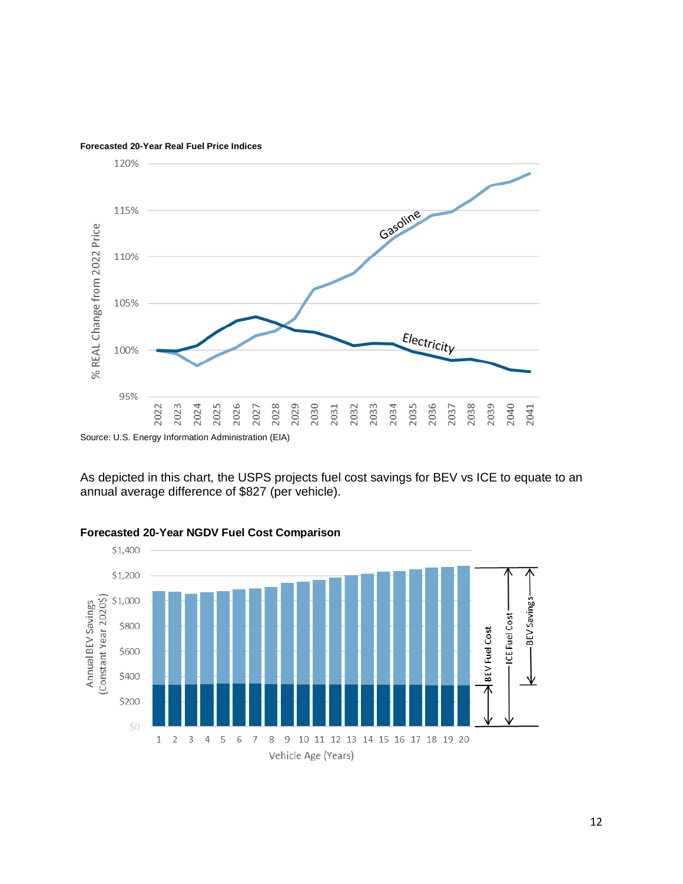**Forecasted 20-Year Real Fuel Price Indices**

Source: U.S. Energy Information Administration (EIA)

As depicted in this chart, the USPS projects fuel cost savings for BEV vs ICE to equate to an annual average difference of $827 (per vehicle).

**Forecasted 20-Year NGDV Fuel Cost Comparison**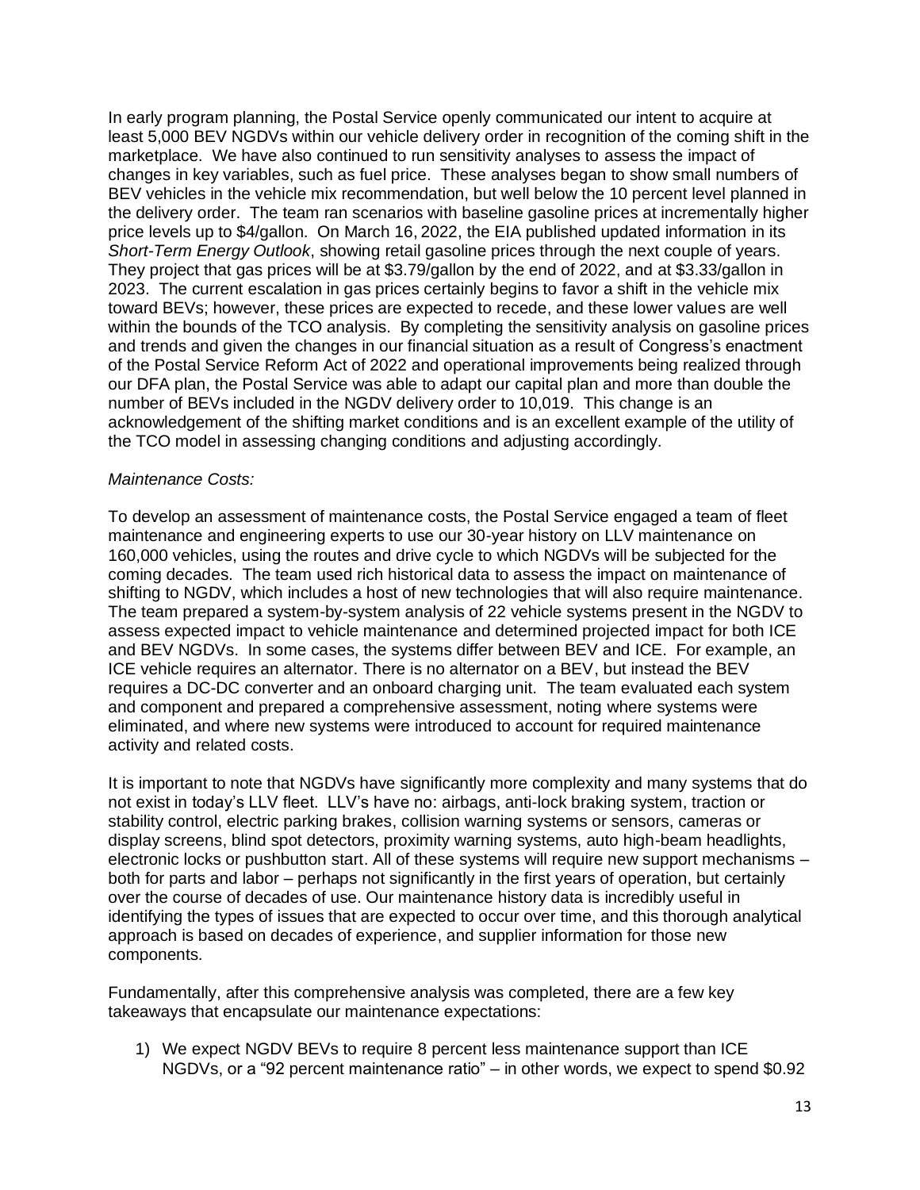In early program planning, the Postal Service openly communicated our intent to acquire at least 5,000 BEV NGDVs within our vehicle delivery order in recognition of the coming shift in the marketplace. We have also continued to run sensitivity analyses to assess the impact of changes in key variables, such as fuel price. These analyses began to show small numbers of BEV vehicles in the vehicle mix recommendation, but well below the 10 percent level planned in the delivery order. The team ran scenarios with baseline gasoline prices at incrementally higher price levels up to $4/gallon. On March 16, 2022, the EIA published updated information in its *Short-Term Energy Outlook*, showing retail gasoline prices through the next couple of years. They project that gas prices will be at $3.79/gallon by the end of 2022, and at $3.33/gallon in 2023. The current escalation in gas prices certainly begins to favor a shift in the vehicle mix toward BEVs; however, these prices are expected to recede, and these lower values are well within the bounds of the TCO analysis. By completing the sensitivity analysis on gasoline prices and trends and given the changes in our financial situation as a result of Congress's enactment of the Postal Service Reform Act of 2022 and operational improvements being realized through our DFA plan, the Postal Service was able to adapt our capital plan and more than double the number of BEVs included in the NGDV delivery order to 10,019. This change is an acknowledgement of the shifting market conditions and is an excellent example of the utility of the TCO model in assessing changing conditions and adjusting accordingly.

*Maintenance Costs:*

To develop an assessment of maintenance costs, the Postal Service engaged a team of fleet maintenance and engineering experts to use our 30-year history on LLV maintenance on 160,000 vehicles, using the routes and drive cycle to which NGDVs will be subjected for the coming decades. The team used rich historical data to assess the impact on maintenance of shifting to NGDV, which includes a host of new technologies that will also require maintenance. The team prepared a system-by-system analysis of 22 vehicle systems present in the NGDV to assess expected impact to vehicle maintenance and determined projected impact for both ICE and BEV NGDVs. In some cases, the systems differ between BEV and ICE. For example, an ICE vehicle requires an alternator. There is no alternator on a BEV, but instead the BEV requires a DC-DC converter and an onboard charging unit. The team evaluated each system and component and prepared a comprehensive assessment, noting where systems were eliminated, and where new systems were introduced to account for required maintenance activity and related costs.

It is important to note that NGDVs have significantly more complexity and many systems that do not exist in today's LLV fleet. LLV's have no: airbags, anti-lock braking system, traction or stability control, electric parking brakes, collision warning systems or sensors, cameras or display screens, blind spot detectors, proximity warning systems, auto high-beam headlights, electronic locks or pushbutton start. All of these systems will require new support mechanisms – both for parts and labor – perhaps not significantly in the first years of operation, but certainly over the course of decades of use. Our maintenance history data is incredibly useful in identifying the types of issues that are expected to occur over time, and this thorough analytical approach is based on decades of experience, and supplier information for those new components.

Fundamentally, after this comprehensive analysis was completed, there are a few key takeaways that encapsulate our maintenance expectations:

1) We expect NGDV BEVs to require 8 percent less maintenance support than ICE NGDVs, or a "92 percent maintenance ratio" – in other words, we expect to spend $0.92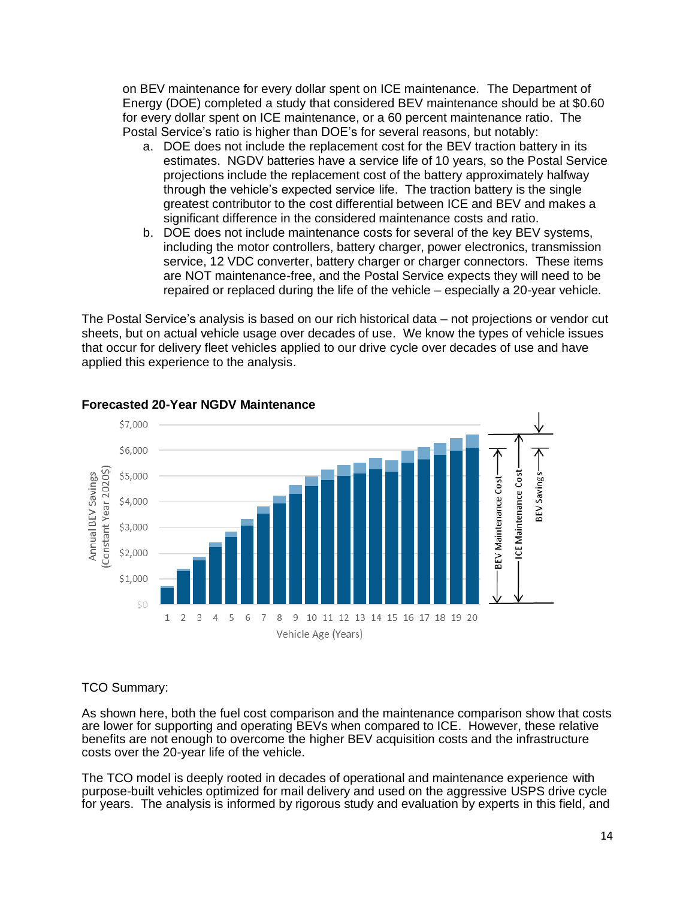on BEV maintenance for every dollar spent on ICE maintenance. The Department of Energy (DOE) completed a study that considered BEV maintenance should be at $0.60 for every dollar spent on ICE maintenance, or a 60 percent maintenance ratio. The Postal Service's ratio is higher than DOE's for several reasons, but notably:

a. DOE does not include the replacement cost for the BEV traction battery in its estimates. NGDV batteries have a service life of 10 years, so the Postal Service projections include the replacement cost of the battery approximately halfway through the vehicle's expected service life. The traction battery is the single greatest contributor to the cost differential between ICE and BEV and makes a significant difference in the considered maintenance costs and ratio.
b. DOE does not include maintenance costs for several of the key BEV systems, including the motor controllers, battery charger, power electronics, transmission service, 12 VDC converter, battery charger or charger connectors. These items are NOT maintenance-free, and the Postal Service expects they will need to be repaired or replaced during the life of the vehicle – especially a 20-year vehicle.

The Postal Service's analysis is based on our rich historical data – not projections or vendor cut sheets, but on actual vehicle usage over decades of use. We know the types of vehicle issues that occur for delivery fleet vehicles applied to our drive cycle over decades of use and have applied this experience to the analysis.

**Forecasted 20-Year NGDV Maintenance**

TCO Summary:

As shown here, both the fuel cost comparison and the maintenance comparison show that costs are lower for supporting and operating BEVs when compared to ICE. However, these relative benefits are not enough to overcome the higher BEV acquisition costs and the infrastructure costs over the 20-year life of the vehicle.

The TCO model is deeply rooted in decades of operational and maintenance experience with purpose-built vehicles optimized for mail delivery and used on the aggressive USPS drive cycle for years. The analysis is informed by rigorous study and evaluation by experts in this field, and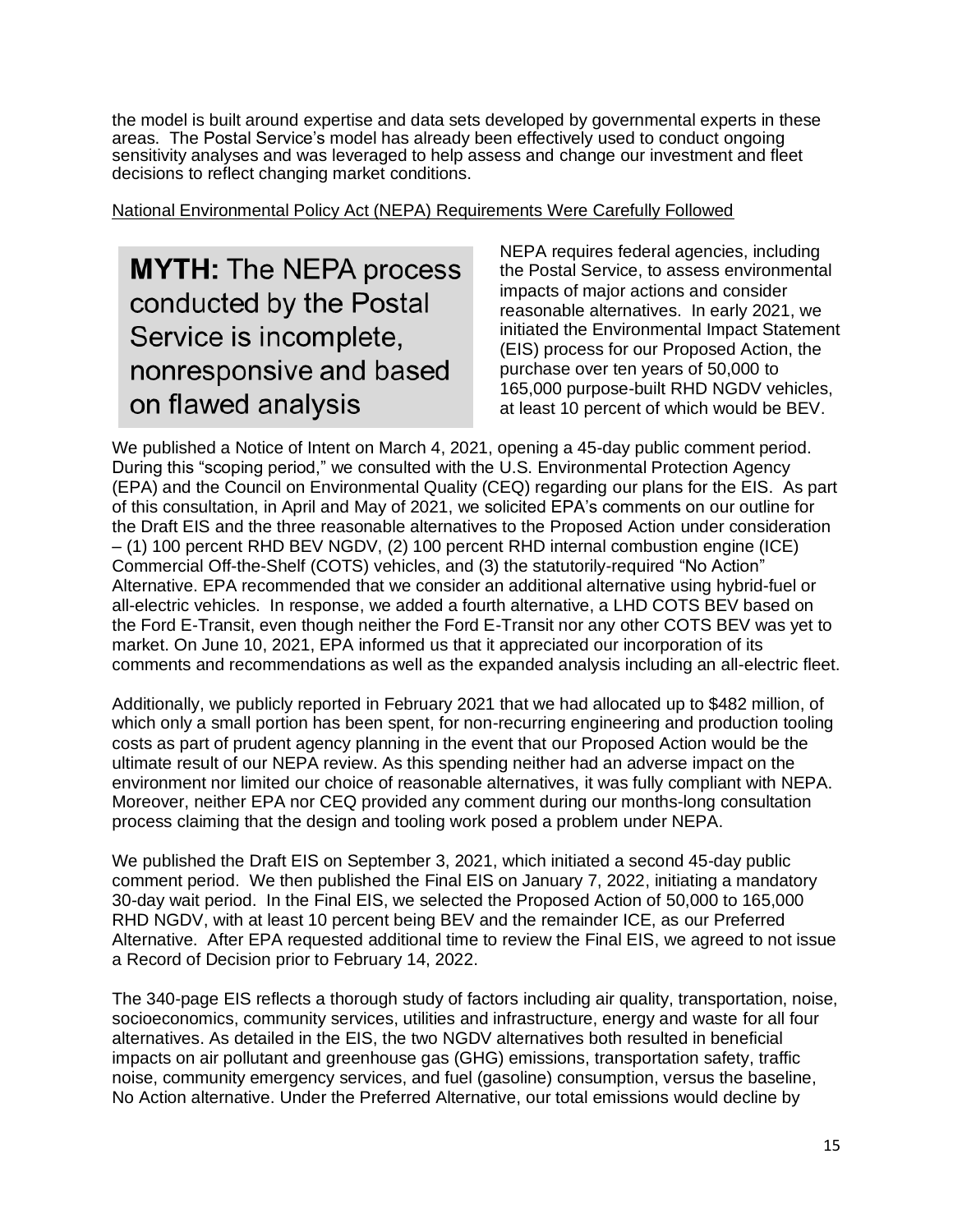the model is built around expertise and data sets developed by governmental experts in these areas. The Postal Service's model has already been effectively used to conduct ongoing sensitivity analyses and was leveraged to help assess and change our investment and fleet decisions to reflect changing market conditions.

National Environmental Policy Act (NEPA) Requirements Were Carefully Followed

> **MYTH:** The NEPA process conducted by the Postal Service is incomplete, nonresponsive and based on flawed analysis

NEPA requires federal agencies, including the Postal Service, to assess environmental impacts of major actions and consider reasonable alternatives. In early 2021, we initiated the Environmental Impact Statement (EIS) process for our Proposed Action, the purchase over ten years of 50,000 to 165,000 purpose-built RHD NGDV vehicles, at least 10 percent of which would be BEV.

We published a Notice of Intent on March 4, 2021, opening a 45-day public comment period. During this "scoping period," we consulted with the U.S. Environmental Protection Agency (EPA) and the Council on Environmental Quality (CEQ) regarding our plans for the EIS. As part of this consultation, in April and May of 2021, we solicited EPA's comments on our outline for the Draft EIS and the three reasonable alternatives to the Proposed Action under consideration – (1) 100 percent RHD BEV NGDV, (2) 100 percent RHD internal combustion engine (ICE) Commercial Off-the-Shelf (COTS) vehicles, and (3) the statutorily-required "No Action" Alternative. EPA recommended that we consider an additional alternative using hybrid-fuel or all-electric vehicles. In response, we added a fourth alternative, a LHD COTS BEV based on the Ford E-Transit, even though neither the Ford E-Transit nor any other COTS BEV was yet to market. On June 10, 2021, EPA informed us that it appreciated our incorporation of its comments and recommendations as well as the expanded analysis including an all-electric fleet.

Additionally, we publicly reported in February 2021 that we had allocated up to $482 million, of which only a small portion has been spent, for non-recurring engineering and production tooling costs as part of prudent agency planning in the event that our Proposed Action would be the ultimate result of our NEPA review. As this spending neither had an adverse impact on the environment nor limited our choice of reasonable alternatives, it was fully compliant with NEPA. Moreover, neither EPA nor CEQ provided any comment during our months-long consultation process claiming that the design and tooling work posed a problem under NEPA.

We published the Draft EIS on September 3, 2021, which initiated a second 45-day public comment period. We then published the Final EIS on January 7, 2022, initiating a mandatory 30-day wait period. In the Final EIS, we selected the Proposed Action of 50,000 to 165,000 RHD NGDV, with at least 10 percent being BEV and the remainder ICE, as our Preferred Alternative. After EPA requested additional time to review the Final EIS, we agreed to not issue a Record of Decision prior to February 14, 2022.

The 340-page EIS reflects a thorough study of factors including air quality, transportation, noise, socioeconomics, community services, utilities and infrastructure, energy and waste for all four alternatives. As detailed in the EIS, the two NGDV alternatives both resulted in beneficial impacts on air pollutant and greenhouse gas (GHG) emissions, transportation safety, traffic noise, community emergency services, and fuel (gasoline) consumption, versus the baseline, No Action alternative. Under the Preferred Alternative, our total emissions would decline by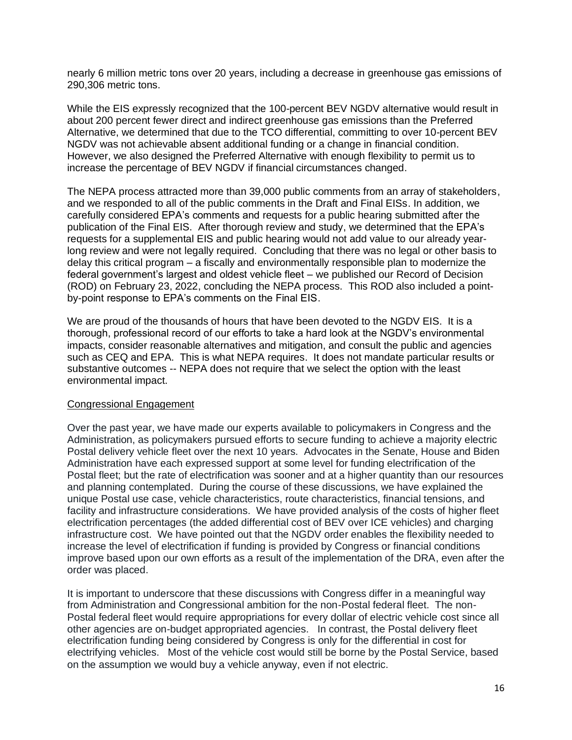nearly 6 million metric tons over 20 years, including a decrease in greenhouse gas emissions of 290,306 metric tons.

While the EIS expressly recognized that the 100-percent BEV NGDV alternative would result in about 200 percent fewer direct and indirect greenhouse gas emissions than the Preferred Alternative, we determined that due to the TCO differential, committing to over 10-percent BEV NGDV was not achievable absent additional funding or a change in financial condition. However, we also designed the Preferred Alternative with enough flexibility to permit us to increase the percentage of BEV NGDV if financial circumstances changed.

The NEPA process attracted more than 39,000 public comments from an array of stakeholders, and we responded to all of the public comments in the Draft and Final EISs. In addition, we carefully considered EPA's comments and requests for a public hearing submitted after the publication of the Final EIS. After thorough review and study, we determined that the EPA's requests for a supplemental EIS and public hearing would not add value to our already year-long review and were not legally required. Concluding that there was no legal or other basis to delay this critical program – a fiscally and environmentally responsible plan to modernize the federal government's largest and oldest vehicle fleet – we published our Record of Decision (ROD) on February 23, 2022, concluding the NEPA process. This ROD also included a point-by-point response to EPA's comments on the Final EIS.

We are proud of the thousands of hours that have been devoted to the NGDV EIS. It is a thorough, professional record of our efforts to take a hard look at the NGDV's environmental impacts, consider reasonable alternatives and mitigation, and consult the public and agencies such as CEQ and EPA. This is what NEPA requires. It does not mandate particular results or substantive outcomes -- NEPA does not require that we select the option with the least environmental impact.

## Congressional Engagement

Over the past year, we have made our experts available to policymakers in Congress and the Administration, as policymakers pursued efforts to secure funding to achieve a majority electric Postal delivery vehicle fleet over the next 10 years. Advocates in the Senate, House and Biden Administration have each expressed support at some level for funding electrification of the Postal fleet; but the rate of electrification was sooner and at a higher quantity than our resources and planning contemplated. During the course of these discussions, we have explained the unique Postal use case, vehicle characteristics, route characteristics, financial tensions, and facility and infrastructure considerations. We have provided analysis of the costs of higher fleet electrification percentages (the added differential cost of BEV over ICE vehicles) and charging infrastructure cost. We have pointed out that the NGDV order enables the flexibility needed to increase the level of electrification if funding is provided by Congress or financial conditions improve based upon our own efforts as a result of the implementation of the DRA, even after the order was placed.

It is important to underscore that these discussions with Congress differ in a meaningful way from Administration and Congressional ambition for the non-Postal federal fleet. The non-Postal federal fleet would require appropriations for every dollar of electric vehicle cost since all other agencies are on-budget appropriated agencies. In contrast, the Postal delivery fleet electrification funding being considered by Congress is only for the differential in cost for electrifying vehicles. Most of the vehicle cost would still be borne by the Postal Service, based on the assumption we would buy a vehicle anyway, even if not electric.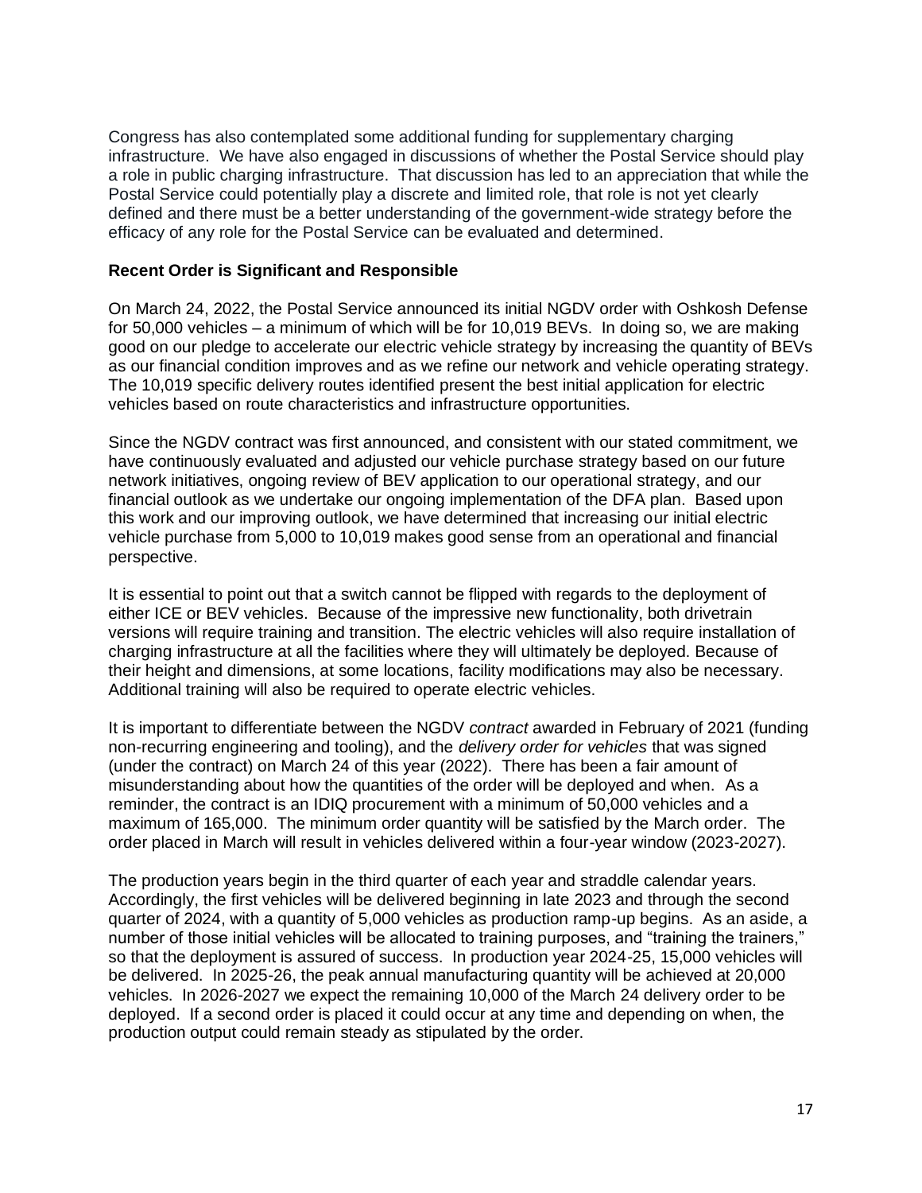Congress has also contemplated some additional funding for supplementary charging infrastructure. We have also engaged in discussions of whether the Postal Service should play a role in public charging infrastructure. That discussion has led to an appreciation that while the Postal Service could potentially play a discrete and limited role, that role is not yet clearly defined and there must be a better understanding of the government-wide strategy before the efficacy of any role for the Postal Service can be evaluated and determined.

**Recent Order is Significant and Responsible**

On March 24, 2022, the Postal Service announced its initial NGDV order with Oshkosh Defense for 50,000 vehicles – a minimum of which will be for 10,019 BEVs. In doing so, we are making good on our pledge to accelerate our electric vehicle strategy by increasing the quantity of BEVs as our financial condition improves and as we refine our network and vehicle operating strategy. The 10,019 specific delivery routes identified present the best initial application for electric vehicles based on route characteristics and infrastructure opportunities.

Since the NGDV contract was first announced, and consistent with our stated commitment, we have continuously evaluated and adjusted our vehicle purchase strategy based on our future network initiatives, ongoing review of BEV application to our operational strategy, and our financial outlook as we undertake our ongoing implementation of the DFA plan. Based upon this work and our improving outlook, we have determined that increasing our initial electric vehicle purchase from 5,000 to 10,019 makes good sense from an operational and financial perspective.

It is essential to point out that a switch cannot be flipped with regards to the deployment of either ICE or BEV vehicles. Because of the impressive new functionality, both drivetrain versions will require training and transition. The electric vehicles will also require installation of charging infrastructure at all the facilities where they will ultimately be deployed. Because of their height and dimensions, at some locations, facility modifications may also be necessary. Additional training will also be required to operate electric vehicles.

It is important to differentiate between the NGDV *contract* awarded in February of 2021 (funding non-recurring engineering and tooling), and the *delivery order for vehicles* that was signed (under the contract) on March 24 of this year (2022). There has been a fair amount of misunderstanding about how the quantities of the order will be deployed and when. As a reminder, the contract is an IDIQ procurement with a minimum of 50,000 vehicles and a maximum of 165,000. The minimum order quantity will be satisfied by the March order. The order placed in March will result in vehicles delivered within a four-year window (2023-2027).

The production years begin in the third quarter of each year and straddle calendar years. Accordingly, the first vehicles will be delivered beginning in late 2023 and through the second quarter of 2024, with a quantity of 5,000 vehicles as production ramp-up begins. As an aside, a number of those initial vehicles will be allocated to training purposes, and "training the trainers," so that the deployment is assured of success. In production year 2024-25, 15,000 vehicles will be delivered. In 2025-26, the peak annual manufacturing quantity will be achieved at 20,000 vehicles. In 2026-2027 we expect the remaining 10,000 of the March 24 delivery order to be deployed. If a second order is placed it could occur at any time and depending on when, the production output could remain steady as stipulated by the order.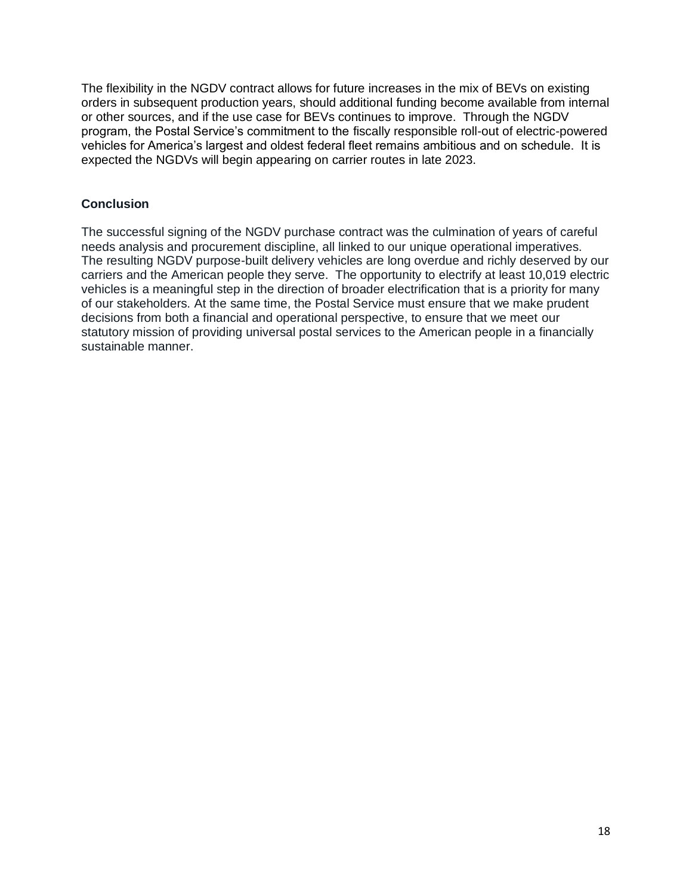The flexibility in the NGDV contract allows for future increases in the mix of BEVs on existing orders in subsequent production years, should additional funding become available from internal or other sources, and if the use case for BEVs continues to improve. Through the NGDV program, the Postal Service's commitment to the fiscally responsible roll-out of electric-powered vehicles for America's largest and oldest federal fleet remains ambitious and on schedule. It is expected the NGDVs will begin appearing on carrier routes in late 2023.

## Conclusion

The successful signing of the NGDV purchase contract was the culmination of years of careful needs analysis and procurement discipline, all linked to our unique operational imperatives. The resulting NGDV purpose-built delivery vehicles are long overdue and richly deserved by our carriers and the American people they serve. The opportunity to electrify at least 10,019 electric vehicles is a meaningful step in the direction of broader electrification that is a priority for many of our stakeholders. At the same time, the Postal Service must ensure that we make prudent decisions from both a financial and operational perspective, to ensure that we meet our statutory mission of providing universal postal services to the American people in a financially sustainable manner.